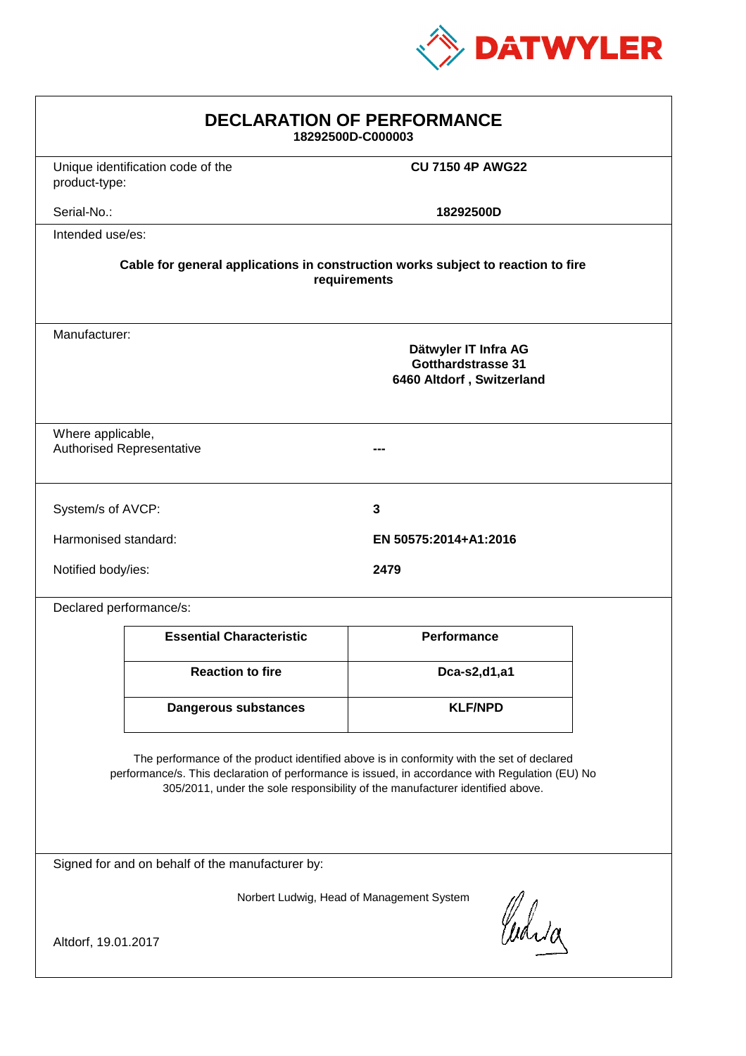DATWYLER

# DECLARATION OF PERFORMANCE

**18292500D-C000003**

| | |
|---|---|
| Unique identification code of the product-type: | **CU 7150 4P AWG22** |
| Serial-No.: | **18292500D** |

Intended use/es:

**Cable for general applications in construction works subject to reaction to fire requirements**

| | |
|---|---|
| Manufacturer: | **Dätwyler IT Infra AG**<br>**Gotthardstrasse 31**<br>**6460 Altdorf , Switzerland** |
| Where applicable, Authorised Representative | **---** |
| System/s of AVCP: | **3** |
| Harmonised standard: | **EN 50575:2014+A1:2016** |
| Notified body/ies: | **2479** |

Declared performance/s:

| Essential Characteristic | Performance |
|---|---|
| **Reaction to fire** | **Dca-s2,d1,a1** |
| **Dangerous substances** | **KLF/NPD** |

The performance of the product identified above is in conformity with the set of declared performance/s. This declaration of performance is issued, in accordance with Regulation (EU) No 305/2011, under the sole responsibility of the manufacturer identified above.

Signed for and on behalf of the manufacturer by:

Norbert Ludwig, Head of Management System

Altdorf, 19.01.2017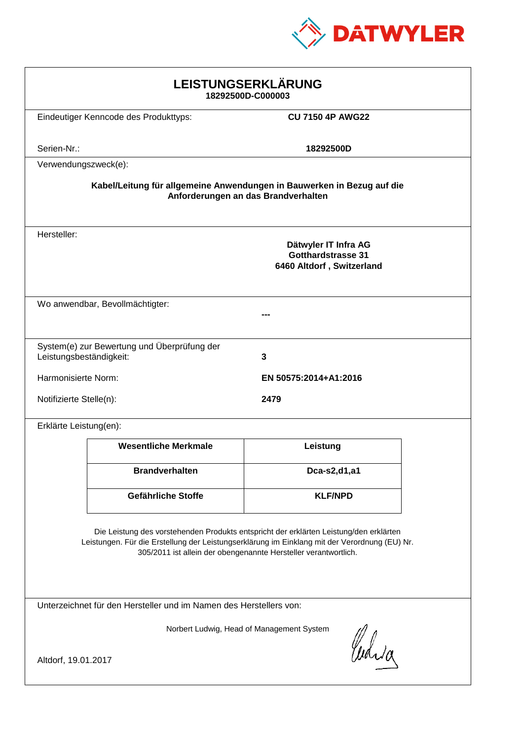DATWYLER

# LEISTUNGSERKLÄRUNG

**18292500D-C000003**

Eindeutiger Kenncode des Produkttyps: **CU 7150 4P AWG22**

Serien-Nr.: **18292500D**

Verwendungszweck(e):

**Kabel/Leitung für allgemeine Anwendungen in Bauwerken in Bezug auf die Anforderungen an das Brandverhalten**

Hersteller:

**Dätwyler IT Infra AG**
**Gotthardstrasse 31**
**6460 Altdorf , Switzerland**

Wo anwendbar, Bevollmächtigter: **---**

System(e) zur Bewertung und Überprüfung der Leistungsbeständigkeit: **3**

Harmonisierte Norm: **EN 50575:2014+A1:2016**

Notifizierte Stelle(n): **2479**

Erklärte Leistung(en):

| Wesentliche Merkmale | Leistung |
|---|---|
| **Brandverhalten** | **Dca-s2,d1,a1** |
| **Gefährliche Stoffe** | **KLF/NPD** |

Die Leistung des vorstehenden Produkts entspricht der erklärten Leistung/den erklärten Leistungen. Für die Erstellung der Leistungserklärung im Einklang mit der Verordnung (EU) Nr. 305/2011 ist allein der obengenannte Hersteller verantwortlich.

Unterzeichnet für den Hersteller und im Namen des Herstellers von:

Norbert Ludwig, Head of Management System

Altdorf, 19.01.2017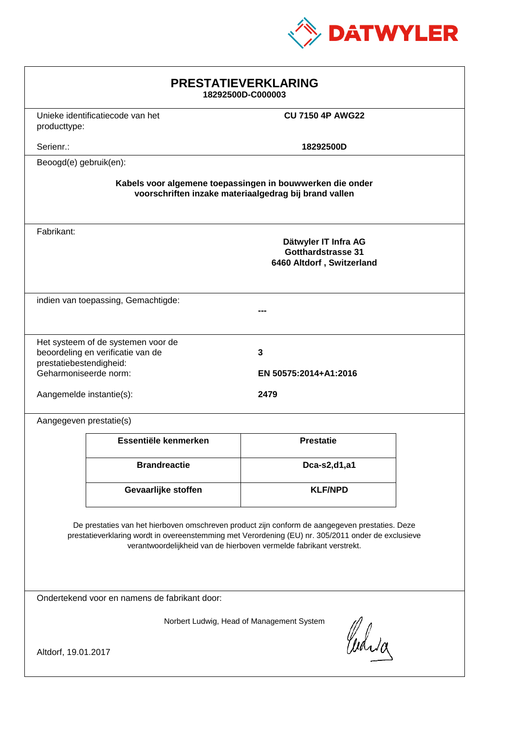DATWYLER

# PRESTATIEVERKLARING

**18292500D-C000003**

| | |
|---|---|
| Unieke identificatiecode van het producttype: | **CU 7150 4P AWG22** |
| Serienr.: | **18292500D** |

Beoogd(e) gebruik(en):

**Kabels voor algemene toepassingen in bouwwerken die onder voorschriften inzake materiaalgedrag bij brand vallen**

Fabrikant:

**Dätwyler IT Infra AG**
**Gotthardstrasse 31**
**6460 Altdorf , Switzerland**

indien van toepassing, Gemachtigde:

**---**

| | |
|---|---|
| Het systeem of de systemen voor de beoordeling en verificatie van de prestatiebestendigheid: | **3** |
| Geharmoniseerde norm: | **EN 50575:2014+A1:2016** |
| Aangemelde instantie(s): | **2479** |

Aangegeven prestatie(s)

| Essentiële kenmerken | Prestatie |
|---|---|
| **Brandreactie** | **Dca-s2,d1,a1** |
| **Gevaarlijke stoffen** | **KLF/NPD** |

De prestaties van het hierboven omschreven product zijn conform de aangegeven prestaties. Deze prestatieverklaring wordt in overeenstemming met Verordening (EU) nr. 305/2011 onder de exclusieve verantwoordelijkheid van de hierboven vermelde fabrikant verstrekt.

Ondertekend voor en namens de fabrikant door:

Norbert Ludwig, Head of Management System

Altdorf, 19.01.2017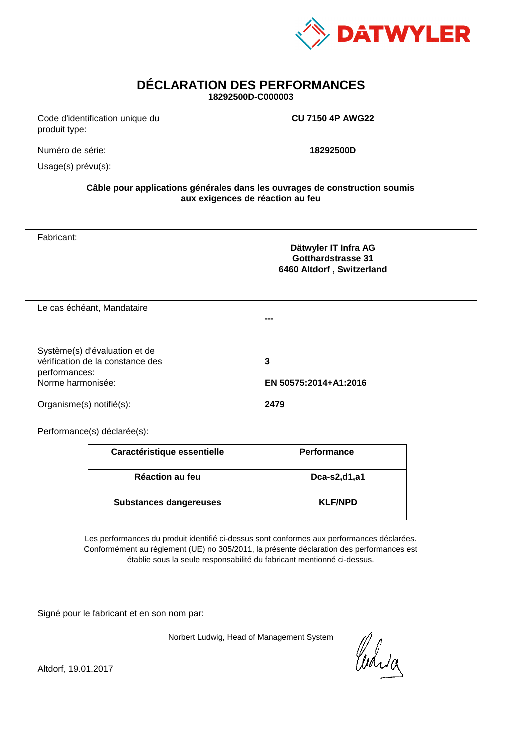DATWYLER

# DÉCLARATION DES PERFORMANCES

**18292500D-C000003**

Code d'identification unique du produit type: **CU 7150 4P AWG22**

Numéro de série: **18292500D**

Usage(s) prévu(s):

**Câble pour applications générales dans les ouvrages de construction soumis aux exigences de réaction au feu**

Fabricant:

**Dätwyler IT Infra AG**
**Gotthardstrasse 31**
**6460 Altdorf , Switzerland**

Le cas échéant, Mandataire

**---**

Système(s) d'évaluation et de vérification de la constance des performances: **3**

Norme harmonisée: **EN 50575:2014+A1:2016**

Organisme(s) notifié(s): **2479**

Performance(s) déclarée(s):

| Caractéristique essentielle | Performance |
|---|---|
| **Réaction au feu** | **Dca-s2,d1,a1** |
| **Substances dangereuses** | **KLF/NPD** |

Les performances du produit identifié ci-dessus sont conformes aux performances déclarées. Conformément au règlement (UE) no 305/2011, la présente déclaration des performances est établie sous la seule responsabilité du fabricant mentionné ci-dessus.

Signé pour le fabricant et en son nom par:

Norbert Ludwig, Head of Management System

Altdorf, 19.01.2017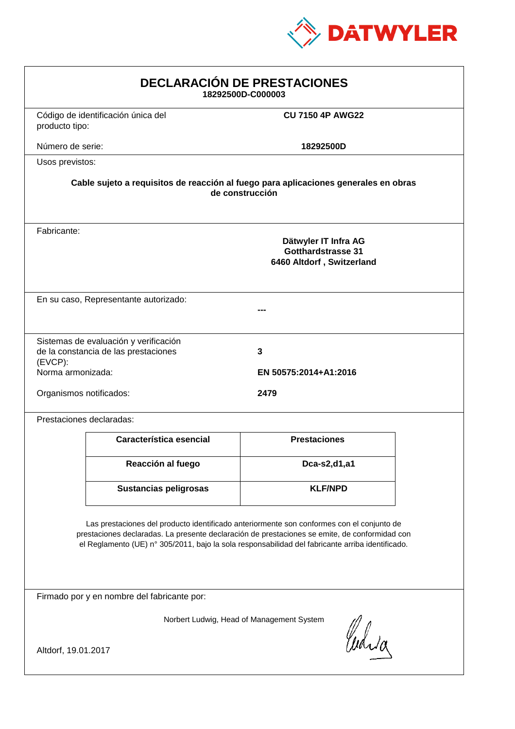DATWYLER

# DECLARACIÓN DE PRESTACIONES

**18292500D-C000003**

| | |
|---|---|
| Código de identificación única del producto tipo: | **CU 7150 4P AWG22** |
| Número de serie: | **18292500D** |

Usos previstos:

**Cable sujeto a requisitos de reacción al fuego para aplicaciones generales en obras de construcción**

Fabricante:

**Dätwyler IT Infra AG**
**Gotthardstrasse 31**
**6460 Altdorf , Switzerland**

En su caso, Representante autorizado: **---**

| | |
|---|---|
| Sistemas de evaluación y verificación de la constancia de las prestaciones (EVCP): | **3** |
| Norma armonizada: | **EN 50575:2014+A1:2016** |
| Organismos notificados: | **2479** |

Prestaciones declaradas:

| Característica esencial | Prestaciones |
|---|---|
| **Reacción al fuego** | **Dca-s2,d1,a1** |
| **Sustancias peligrosas** | **KLF/NPD** |

Las prestaciones del producto identificado anteriormente son conformes con el conjunto de prestaciones declaradas. La presente declaración de prestaciones se emite, de conformidad con el Reglamento (UE) n° 305/2011, bajo la sola responsabilidad del fabricante arriba identificado.

Firmado por y en nombre del fabricante por:

Norbert Ludwig, Head of Management System

Altdorf, 19.01.2017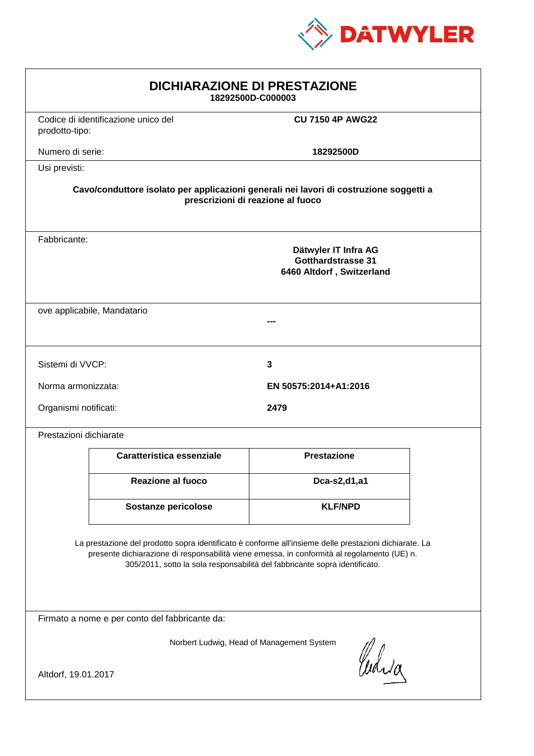DATWYLER

# DICHIARAZIONE DI PRESTAZIONE

**18292500D-C000003**

| | |
|---|---|
| Codice di identificazione unico del prodotto-tipo: | **CU 7150 4P AWG22** |
| Numero di serie: | **18292500D** |

Usi previsti:

**Cavo/conduttore isolato per applicazioni generali nei lavori di costruzione soggetti a prescrizioni di reazione al fuoco**

Fabbricante:

**Dätwyler IT Infra AG**
**Gotthardstrasse 31**
**6460 Altdorf , Switzerland**

ove applicabile, Mandatario

**---**

| | |
|---|---|
| Sistemi di VVCP: | **3** |
| Norma armonizzata: | **EN 50575:2014+A1:2016** |
| Organismi notificati: | **2479** |

Prestazioni dichiarate

| Caratteristica essenziale | Prestazione |
|---|---|
| **Reazione al fuoco** | **Dca-s2,d1,a1** |
| **Sostanze pericolose** | **KLF/NPD** |

La prestazione del prodotto sopra identificato è conforme all'insieme delle prestazioni dichiarate. La presente dichiarazione di responsabilità viene emessa, in conformità al regolamento (UE) n. 305/2011, sotto la sola responsabilità del fabbricante sopra identificato.

Firmato a nome e per conto del fabbricante da:

Norbert Ludwig, Head of Management System

Altdorf, 19.01.2017